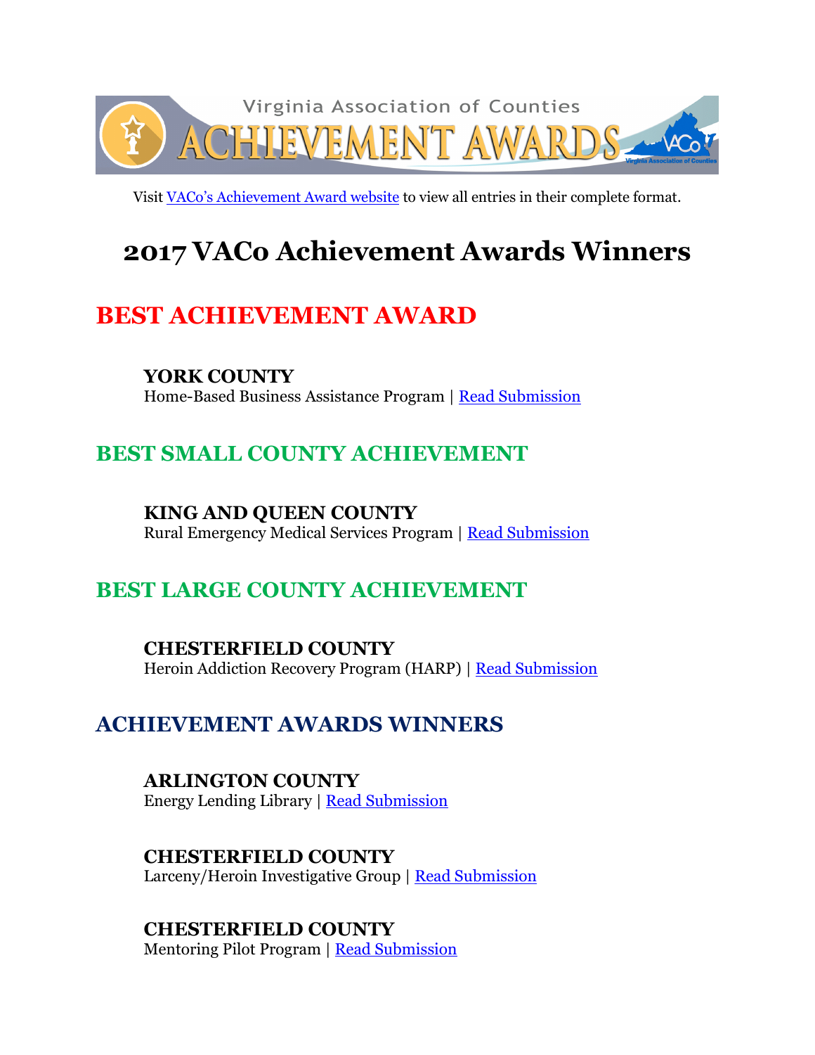Visit VACo's Achievement Award website to view all entries in their complete format.

# 2017 VACo Achievement Awards Winners

## BEST ACHIEVEMENT AWARD

**YORK COUNTY**
Home-Based Business Assistance Program | Read Submission

## BEST SMALL COUNTY ACHIEVEMENT

**KING AND QUEEN COUNTY**
Rural Emergency Medical Services Program | Read Submission

## BEST LARGE COUNTY ACHIEVEMENT

**CHESTERFIELD COUNTY**
Heroin Addiction Recovery Program (HARP) | Read Submission

## ACHIEVEMENT AWARDS WINNERS

**ARLINGTON COUNTY**
Energy Lending Library | Read Submission

**CHESTERFIELD COUNTY**
Larceny/Heroin Investigative Group | Read Submission

**CHESTERFIELD COUNTY**
Mentoring Pilot Program | Read Submission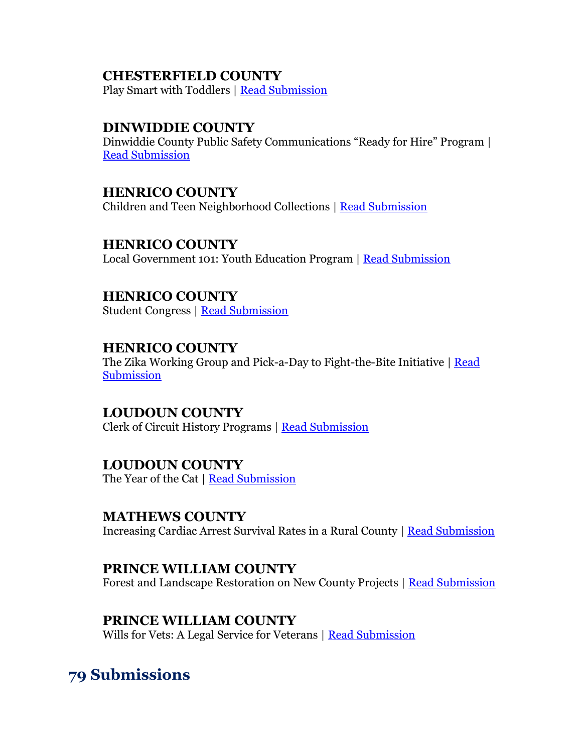### CHESTERFIELD COUNTY
Play Smart with Toddlers | Read Submission

### DINWIDDIE COUNTY
Dinwiddie County Public Safety Communications "Ready for Hire" Program | Read Submission

### HENRICO COUNTY
Children and Teen Neighborhood Collections | Read Submission

### HENRICO COUNTY
Local Government 101: Youth Education Program | Read Submission

### HENRICO COUNTY
Student Congress | Read Submission

### HENRICO COUNTY
The Zika Working Group and Pick-a-Day to Fight-the-Bite Initiative | Read Submission

### LOUDOUN COUNTY
Clerk of Circuit History Programs | Read Submission

### LOUDOUN COUNTY
The Year of the Cat | Read Submission

### MATHEWS COUNTY
Increasing Cardiac Arrest Survival Rates in a Rural County | Read Submission

### PRINCE WILLIAM COUNTY
Forest and Landscape Restoration on New County Projects | Read Submission

### PRINCE WILLIAM COUNTY
Wills for Vets: A Legal Service for Veterans | Read Submission

## 79 Submissions